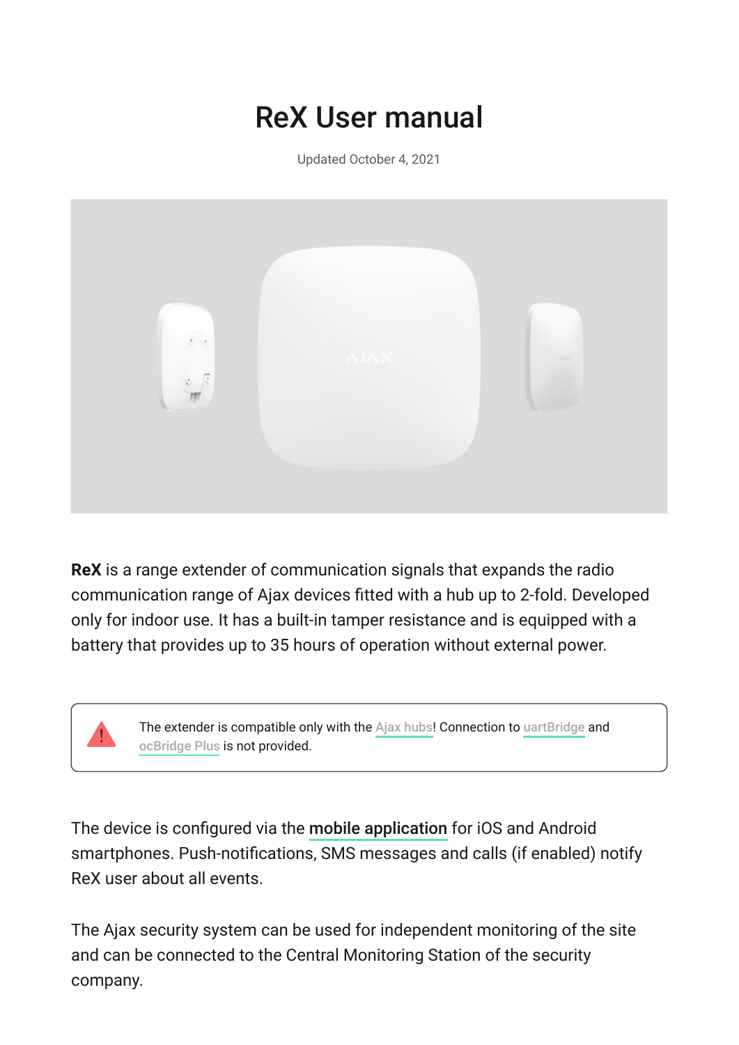# ReX User manual

Updated October 4, 2021

**ReX** is a range extender of communication signals that expands the radio communication range of Ajax devices fitted with a hub up to 2-fold. Developed only for indoor use. It has a built-in tamper resistance and is equipped with a battery that provides up to 35 hours of operation without external power.

> The extender is compatible only with the Ajax hubs! Connection to uartBridge and ocBridge Plus is not provided.

The device is configured via the **mobile application** for iOS and Android smartphones. Push-notifications, SMS messages and calls (if enabled) notify ReX user about all events.

The Ajax security system can be used for independent monitoring of the site and can be connected to the Central Monitoring Station of the security company.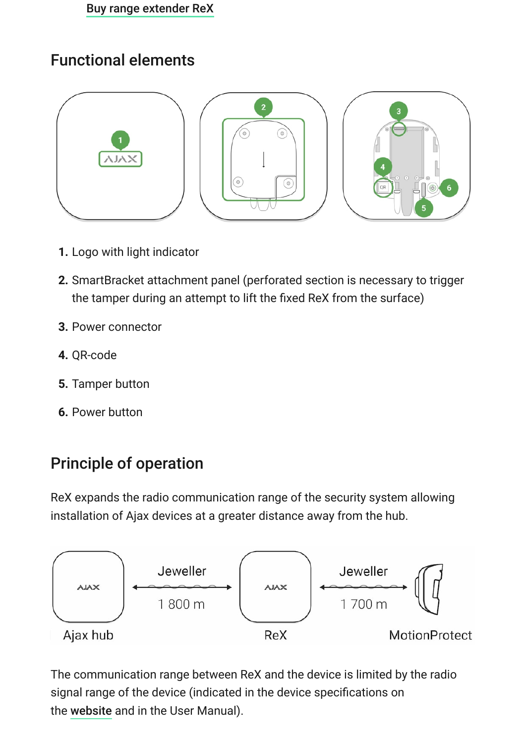Buy range extender ReX

## Functional elements

1. Logo with light indicator
2. SmartBracket attachment panel (perforated section is necessary to trigger the tamper during an attempt to lift the fixed ReX from the surface)
3. Power connector
4. QR-code
5. Tamper button
6. Power button

## Principle of operation

ReX expands the radio communication range of the security system allowing installation of Ajax devices at a greater distance away from the hub.

The communication range between ReX and the device is limited by the radio signal range of the device (indicated in the device specifications on the website and in the User Manual).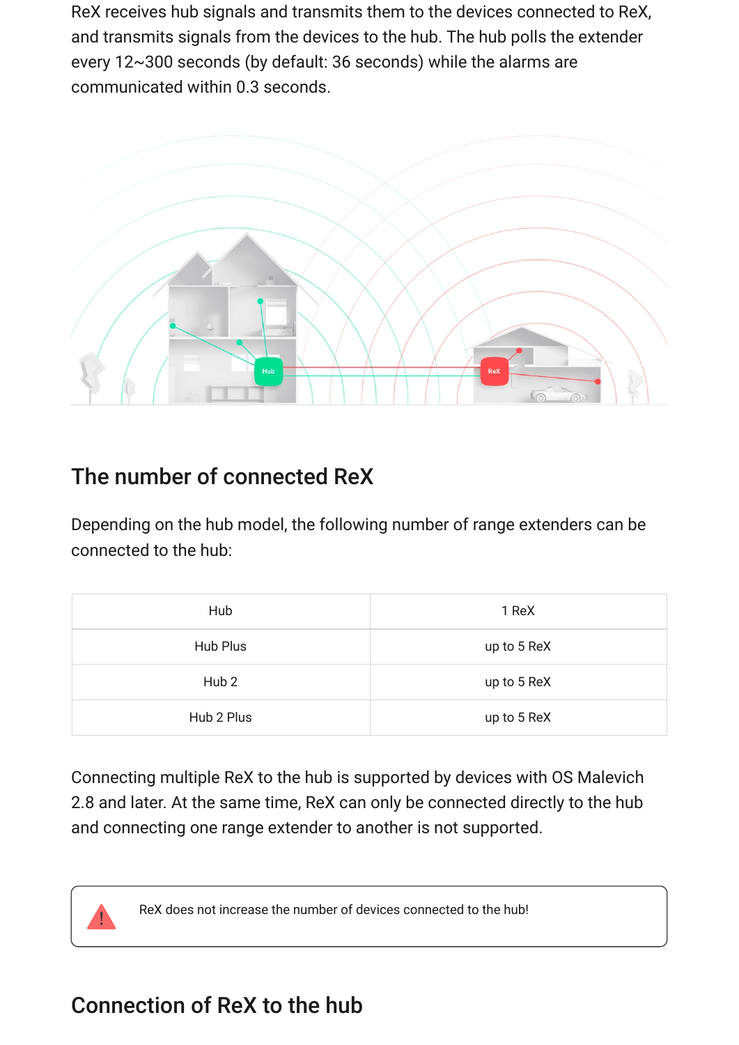ReX receives hub signals and transmits them to the devices connected to ReX, and transmits signals from the devices to the hub. The hub polls the extender every 12~300 seconds (by default: 36 seconds) while the alarms are communicated within 0.3 seconds.

## The number of connected ReX

Depending on the hub model, the following number of range extenders can be connected to the hub:

| Hub | 1 ReX |
|---|---|
| Hub Plus | up to 5 ReX |
| Hub 2 | up to 5 ReX |
| Hub 2 Plus | up to 5 ReX |

Connecting multiple ReX to the hub is supported by devices with OS Malevich 2.8 and later. At the same time, ReX can only be connected directly to the hub and connecting one range extender to another is not supported.

> ReX does not increase the number of devices connected to the hub!

## Connection of ReX to the hub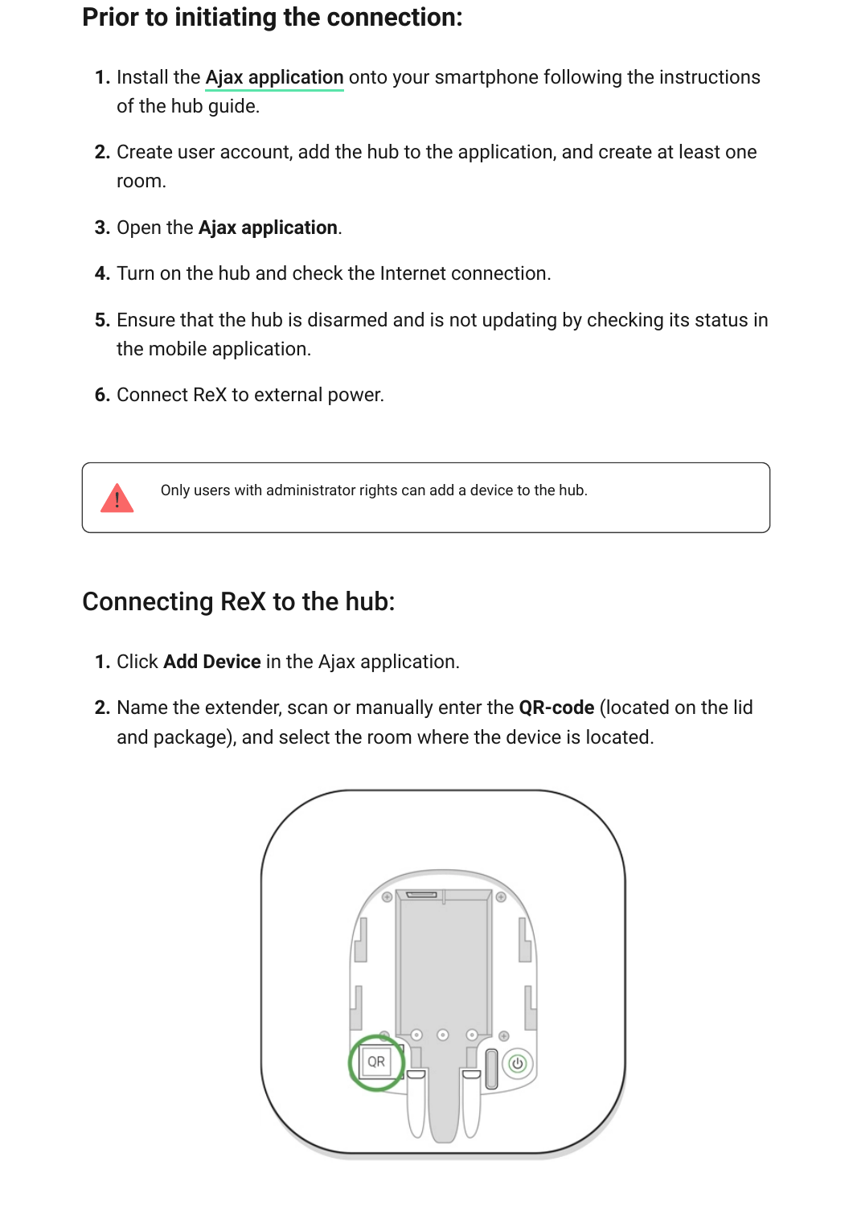## Prior to initiating the connection:

1. Install the Ajax application onto your smartphone following the instructions of the hub guide.
2. Create user account, add the hub to the application, and create at least one room.
3. Open the **Ajax application**.
4. Turn on the hub and check the Internet connection.
5. Ensure that the hub is disarmed and is not updating by checking its status in the mobile application.
6. Connect ReX to external power.

> Only users with administrator rights can add a device to the hub.

## Connecting ReX to the hub:

1. Click **Add Device** in the Ajax application.
2. Name the extender, scan or manually enter the **QR-code** (located on the lid and package), and select the room where the device is located.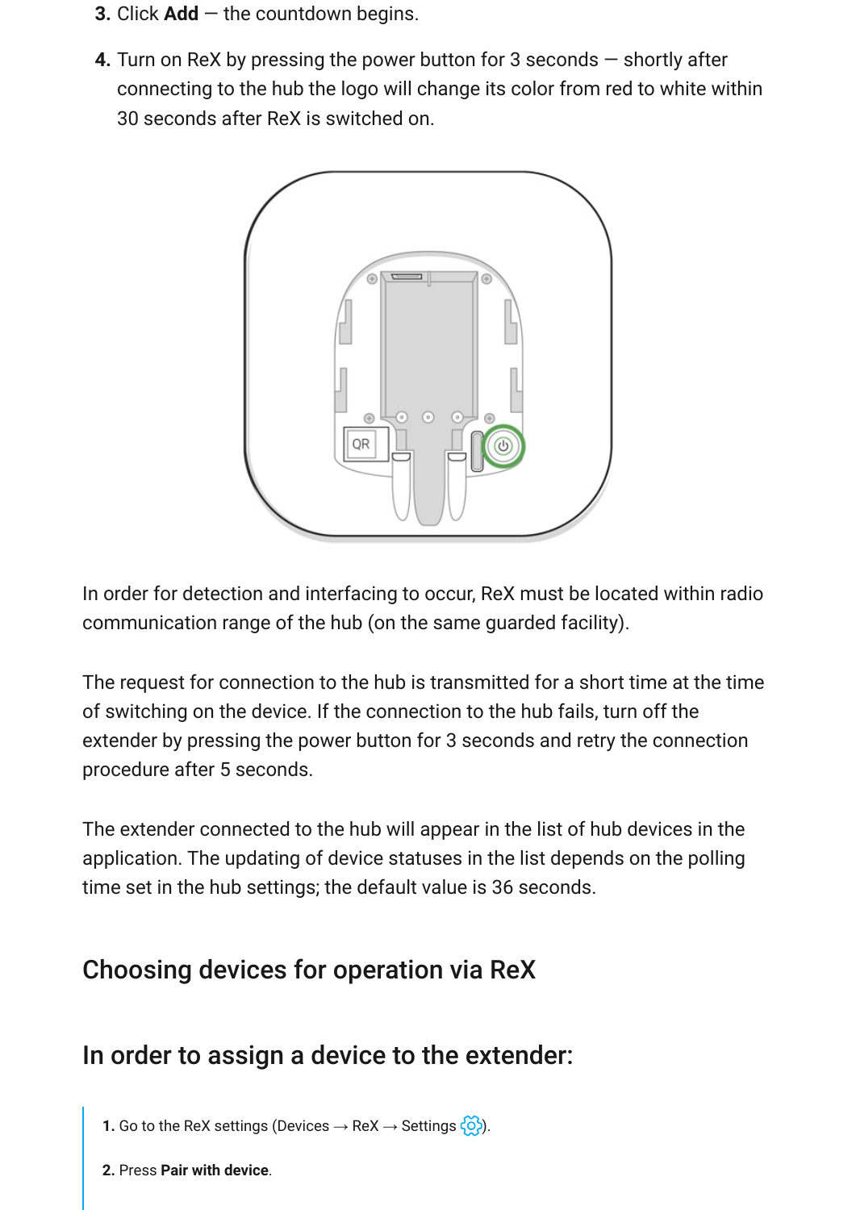3. Click **Add** — the countdown begins.

4. Turn on ReX by pressing the power button for 3 seconds — shortly after connecting to the hub the logo will change its color from red to white within 30 seconds after ReX is switched on.

In order for detection and interfacing to occur, ReX must be located within radio communication range of the hub (on the same guarded facility).

The request for connection to the hub is transmitted for a short time at the time of switching on the device. If the connection to the hub fails, turn off the extender by pressing the power button for 3 seconds and retry the connection procedure after 5 seconds.

The extender connected to the hub will appear in the list of hub devices in the application. The updating of device statuses in the list depends on the polling time set in the hub settings; the default value is 36 seconds.

## Choosing devices for operation via ReX

## In order to assign a device to the extender:

1. Go to the ReX settings (Devices → ReX → Settings ).

2. Press **Pair with device**.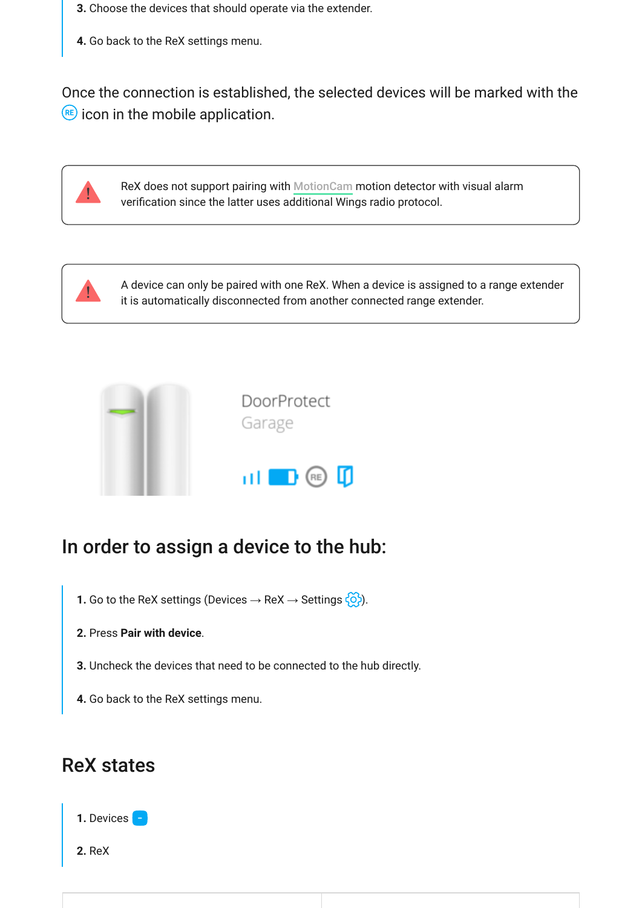3. Choose the devices that should operate via the extender.

4. Go back to the ReX settings menu.

Once the connection is established, the selected devices will be marked with the RE icon in the mobile application.

> ReX does not support pairing with MotionCam motion detector with visual alarm verification since the latter uses additional Wings radio protocol.

> A device can only be paired with one ReX. When a device is assigned to a range extender it is automatically disconnected from another connected range extender.

DoorProtect
Garage

## In order to assign a device to the hub:

1. Go to the ReX settings (Devices → ReX → Settings).

2. Press **Pair with device**.

3. Uncheck the devices that need to be connected to the hub directly.

4. Go back to the ReX settings menu.

## ReX states

1. Devices

2. ReX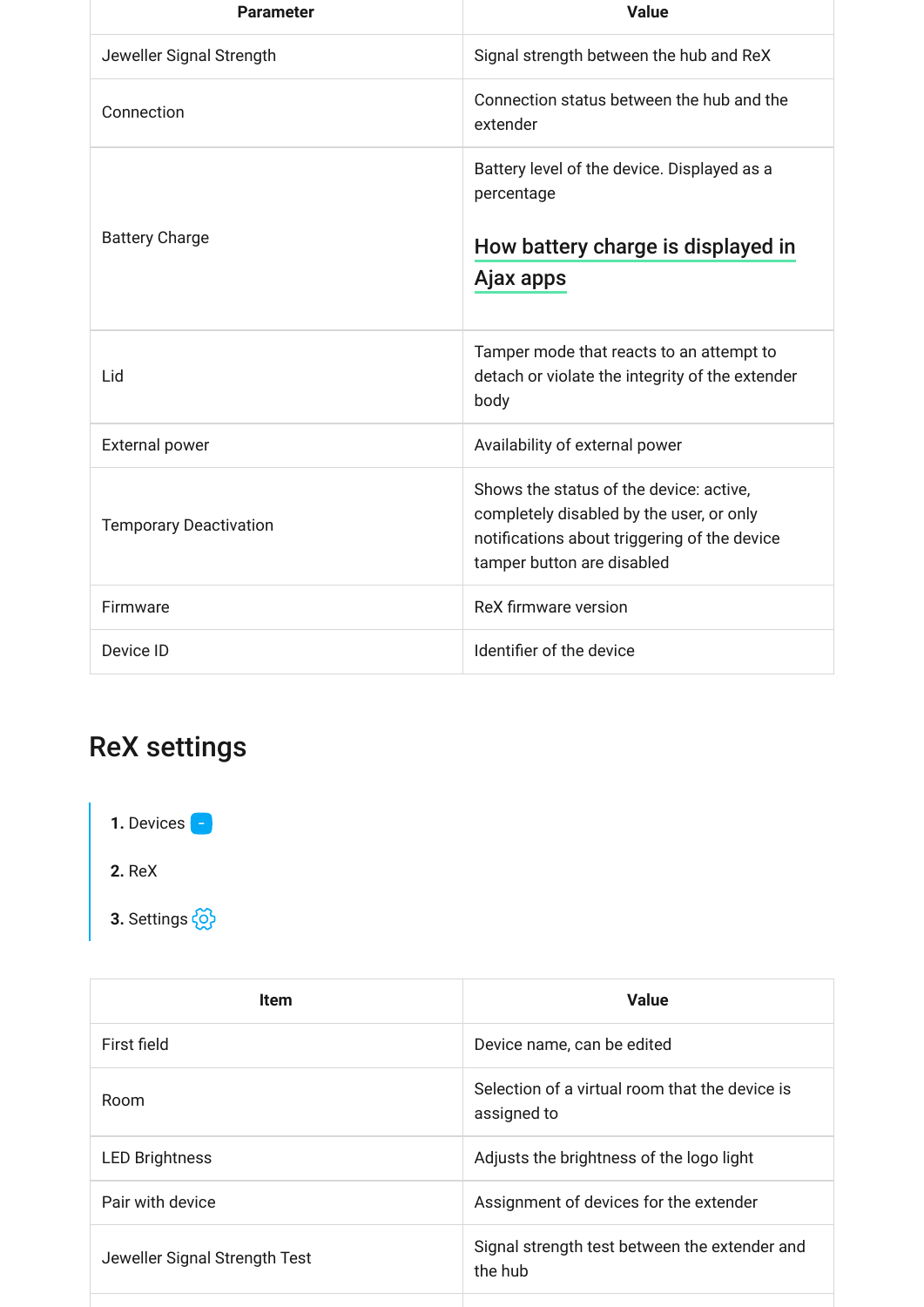| Parameter | Value |
|---|---|
| Jeweller Signal Strength | Signal strength between the hub and ReX |
| Connection | Connection status between the hub and the extender |
| Battery Charge | Battery level of the device. Displayed as a percentage<br><br>How battery charge is displayed in Ajax apps |
| Lid | Tamper mode that reacts to an attempt to detach or violate the integrity of the extender body |
| External power | Availability of external power |
| Temporary Deactivation | Shows the status of the device: active, completely disabled by the user, or only notifications about triggering of the device tamper button are disabled |
| Firmware | ReX firmware version |
| Device ID | Identifier of the device |

## ReX settings

1. Devices
2. ReX
3. Settings

| Item | Value |
|---|---|
| First field | Device name, can be edited |
| Room | Selection of a virtual room that the device is assigned to |
| LED Brightness | Adjusts the brightness of the logo light |
| Pair with device | Assignment of devices for the extender |
| Jeweller Signal Strength Test | Signal strength test between the extender and the hub |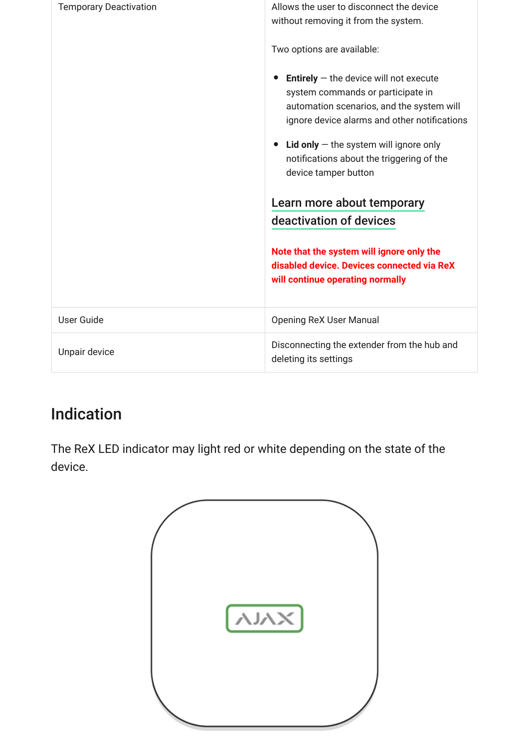| | |
|---|---|
| Temporary Deactivation | Allows the user to disconnect the device without removing it from the system.<br><br>Two options are available:<br><br>• **Entirely** — the device will not execute system commands or participate in automation scenarios, and the system will ignore device alarms and other notifications<br><br>• **Lid only** — the system will ignore only notifications about the triggering of the device tamper button<br><br>Learn more about temporary deactivation of devices<br><br>**Note that the system will ignore only the disabled device. Devices connected via ReX will continue operating normally** |
| User Guide | Opening ReX User Manual |
| Unpair device | Disconnecting the extender from the hub and deleting its settings |

## Indication

The ReX LED indicator may light red or white depending on the state of the device.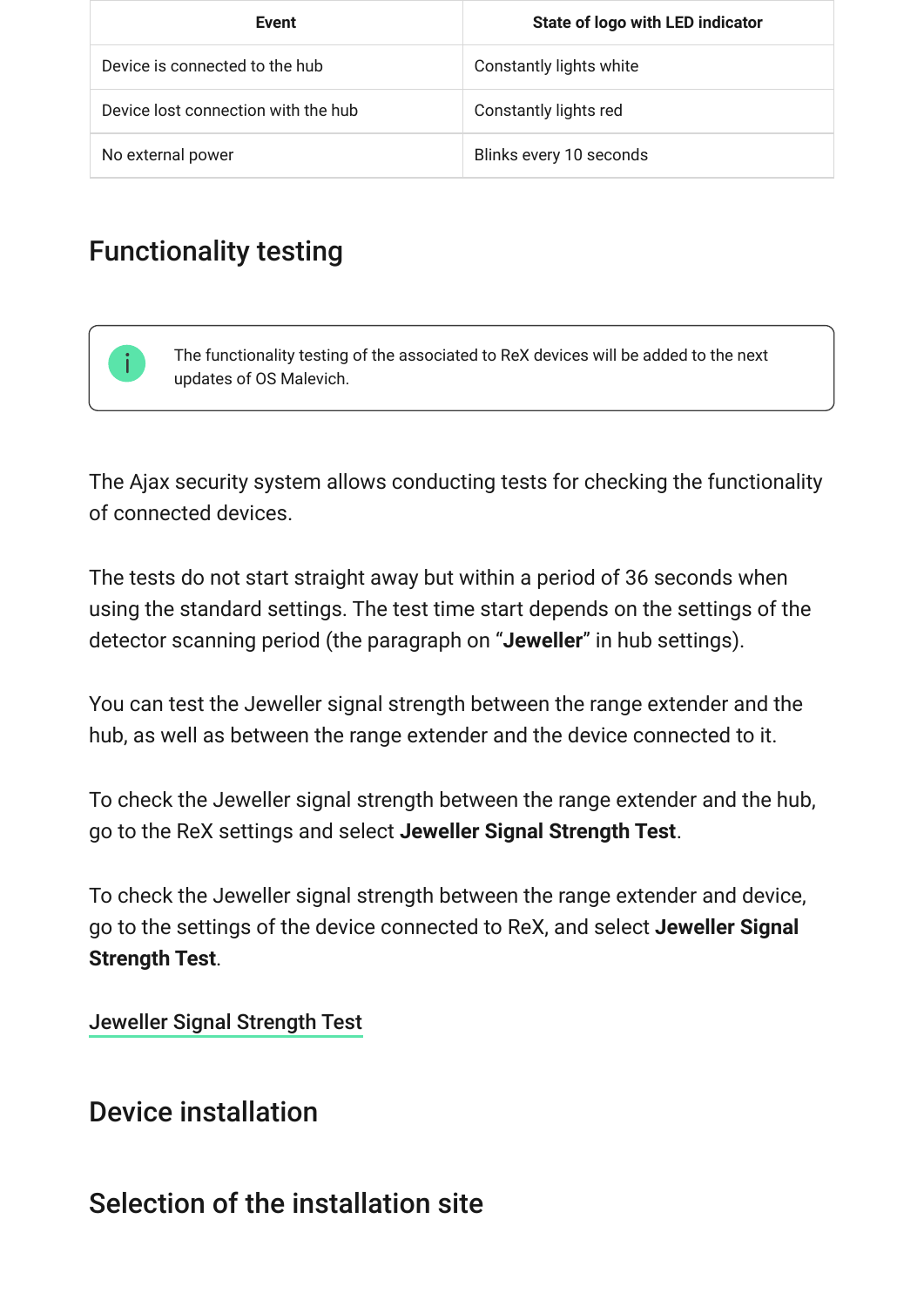| Event | State of logo with LED indicator |
| --- | --- |
| Device is connected to the hub | Constantly lights white |
| Device lost connection with the hub | Constantly lights red |
| No external power | Blinks every 10 seconds |

## Functionality testing

> The functionality testing of the associated to ReX devices will be added to the next updates of OS Malevich.

The Ajax security system allows conducting tests for checking the functionality of connected devices.

The tests do not start straight away but within a period of 36 seconds when using the standard settings. The test time start depends on the settings of the detector scanning period (the paragraph on “**Jeweller**” in hub settings).

You can test the Jeweller signal strength between the range extender and the hub, as well as between the range extender and the device connected to it.

To check the Jeweller signal strength between the range extender and the hub, go to the ReX settings and select **Jeweller Signal Strength Test**.

To check the Jeweller signal strength between the range extender and device, go to the settings of the device connected to ReX, and select **Jeweller Signal Strength Test**.

Jeweller Signal Strength Test

## Device installation

## Selection of the installation site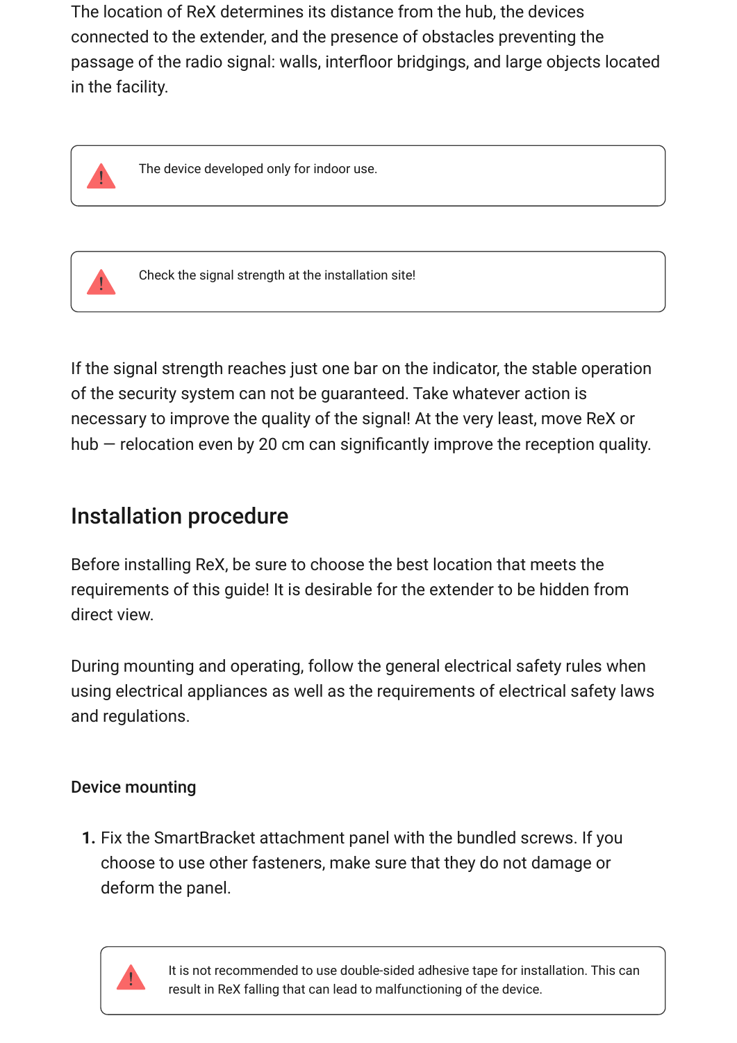The location of ReX determines its distance from the hub, the devices connected to the extender, and the presence of obstacles preventing the passage of the radio signal: walls, interfloor bridgings, and large objects located in the facility.

> ⚠ The device developed only for indoor use.

> ⚠ Check the signal strength at the installation site!

If the signal strength reaches just one bar on the indicator, the stable operation of the security system can not be guaranteed. Take whatever action is necessary to improve the quality of the signal! At the very least, move ReX or hub — relocation even by 20 cm can significantly improve the reception quality.

## Installation procedure

Before installing ReX, be sure to choose the best location that meets the requirements of this guide! It is desirable for the extender to be hidden from direct view.

During mounting and operating, follow the general electrical safety rules when using electrical appliances as well as the requirements of electrical safety laws and regulations.

### Device mounting

1. Fix the SmartBracket attachment panel with the bundled screws. If you choose to use other fasteners, make sure that they do not damage or deform the panel.

   > ⚠ It is not recommended to use double-sided adhesive tape for installation. This can result in ReX falling that can lead to malfunctioning of the device.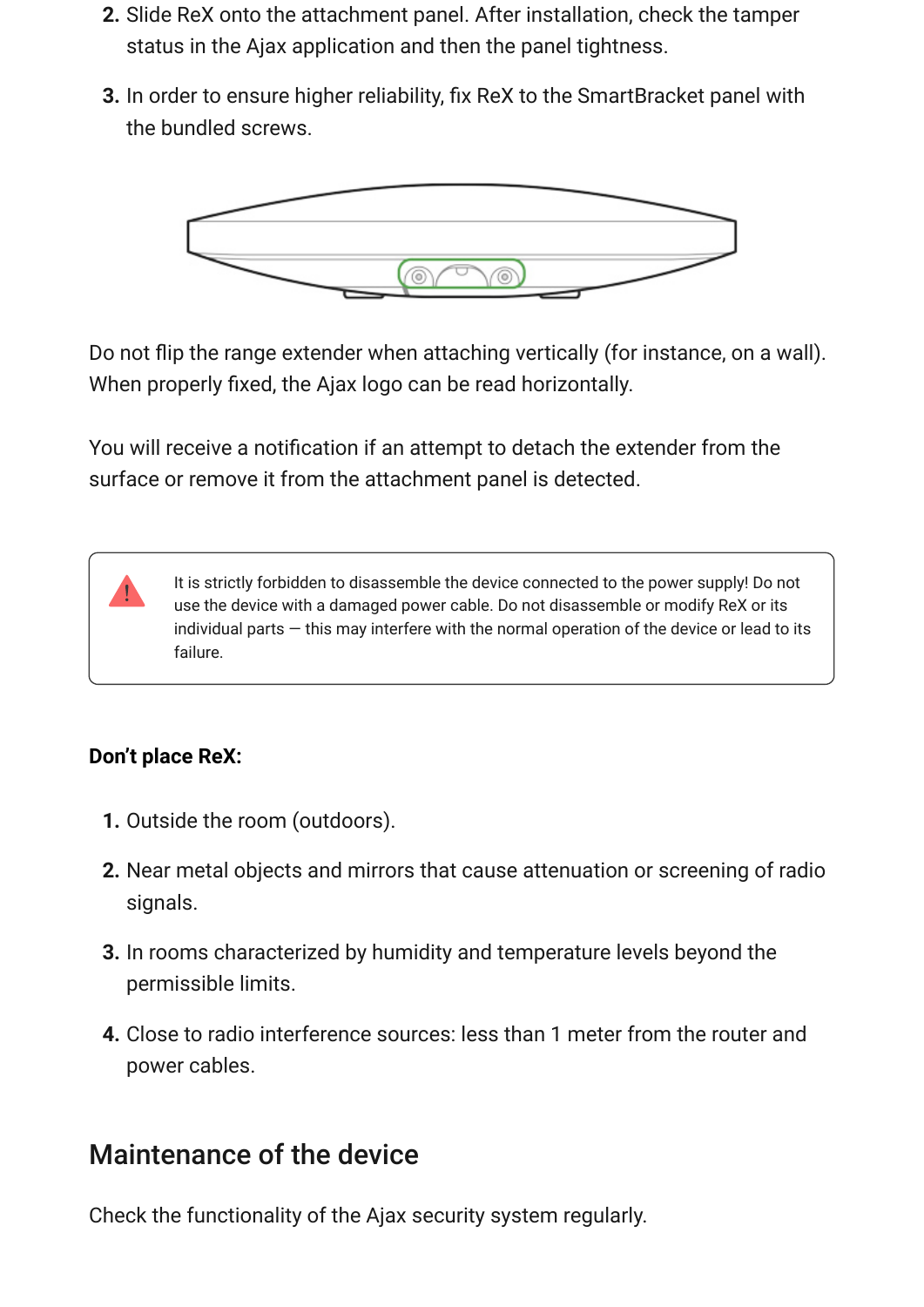2. Slide ReX onto the attachment panel. After installation, check the tamper status in the Ajax application and then the panel tightness.
3. In order to ensure higher reliability, fix ReX to the SmartBracket panel with the bundled screws.

Do not flip the range extender when attaching vertically (for instance, on a wall). When properly fixed, the Ajax logo can be read horizontally.

You will receive a notification if an attempt to detach the extender from the surface or remove it from the attachment panel is detected.

> It is strictly forbidden to disassemble the device connected to the power supply! Do not use the device with a damaged power cable. Do not disassemble or modify ReX or its individual parts — this may interfere with the normal operation of the device or lead to its failure.

**Don't place ReX:**

1. Outside the room (outdoors).
2. Near metal objects and mirrors that cause attenuation or screening of radio signals.
3. In rooms characterized by humidity and temperature levels beyond the permissible limits.
4. Close to radio interference sources: less than 1 meter from the router and power cables.

## Maintenance of the device

Check the functionality of the Ajax security system regularly.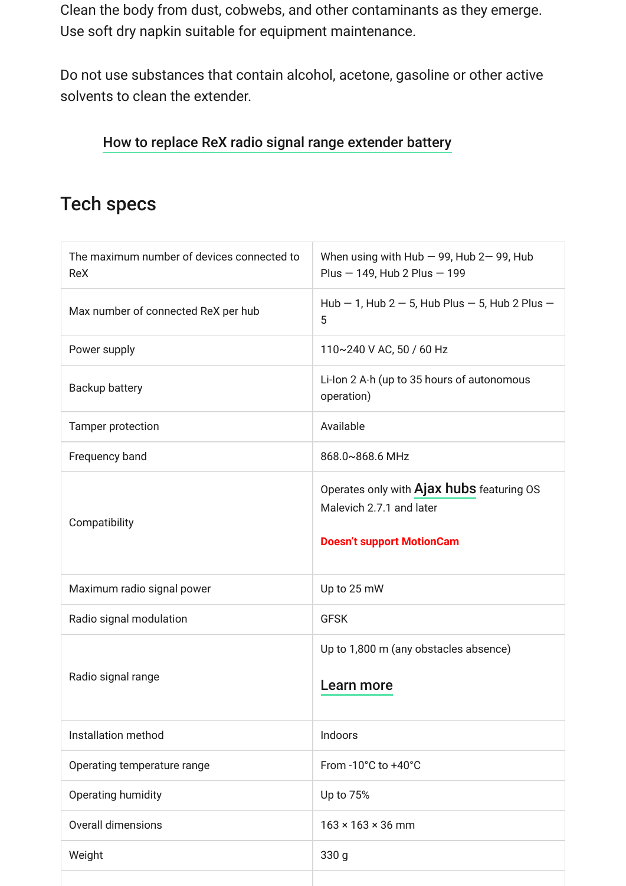Clean the body from dust, cobwebs, and other contaminants as they emerge. Use soft dry napkin suitable for equipment maintenance.

Do not use substances that contain alcohol, acetone, gasoline or other active solvents to clean the extender.

How to replace ReX radio signal range extender battery

## Tech specs

| | |
|---|---|
| The maximum number of devices connected to ReX | When using with Hub — 99, Hub 2— 99, Hub Plus — 149, Hub 2 Plus — 199 |
| Max number of connected ReX per hub | Hub — 1, Hub 2 — 5, Hub Plus — 5, Hub 2 Plus — 5 |
| Power supply | 110~240 V AC, 50 / 60 Hz |
| Backup battery | Li-Ion 2 A·h (up to 35 hours of autonomous operation) |
| Tamper protection | Available |
| Frequency band | 868.0~868.6 MHz |
| Compatibility | Operates only with Ajax hubs featuring OS Malevich 2.7.1 and later<br><br>**Doesn't support MotionCam** |
| Maximum radio signal power | Up to 25 mW |
| Radio signal modulation | GFSK |
| Radio signal range | Up to 1,800 m (any obstacles absence)<br><br>Learn more |
| Installation method | Indoors |
| Operating temperature range | From -10°C to +40°C |
| Operating humidity | Up to 75% |
| Overall dimensions | 163 × 163 × 36 mm |
| Weight | 330 g |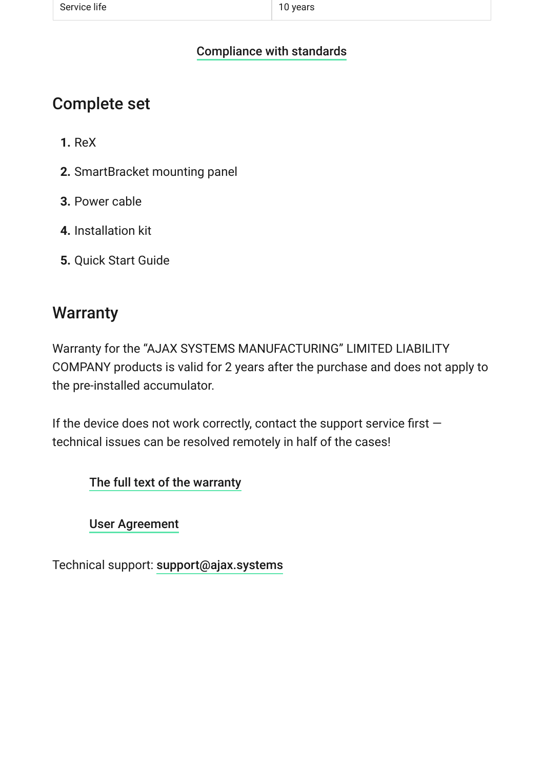| | |
|---|---|
| Service life | 10 years |

Compliance with standards

## Complete set

1. ReX
2. SmartBracket mounting panel
3. Power cable
4. Installation kit
5. Quick Start Guide

## Warranty

Warranty for the "AJAX SYSTEMS MANUFACTURING" LIMITED LIABILITY COMPANY products is valid for 2 years after the purchase and does not apply to the pre-installed accumulator.

If the device does not work correctly, contact the support service first — technical issues can be resolved remotely in half of the cases!

The full text of the warranty

User Agreement

Technical support: support@ajax.systems